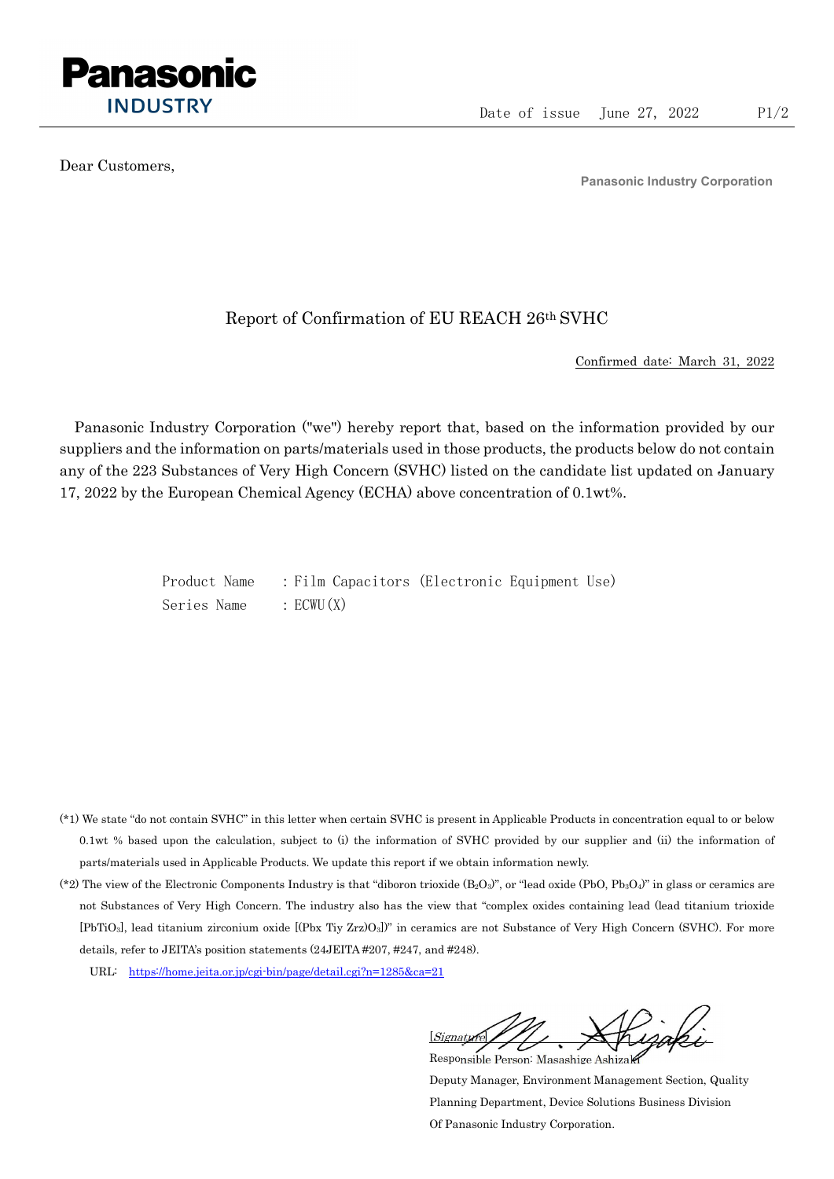Panasonic INDUSTRY

Date of issue June 27, 2022

Dear Customers,

**Panasonic Industry Corporation**

## Report of Confirmation of EU REACH 26th SVHC

Confirmed date: March 31, 2022

Panasonic Industry Corporation ("we") hereby report that, based on the information provided by our suppliers and the information on parts/materials used in those products, the products below do not contain any of the 223 Substances of Very High Concern (SVHC) listed on the candidate list updated on January 17, 2022 by the European Chemical Agency (ECHA) above concentration of 0.1wt%.

Product Name : Film Capacitors (Electronic Equipment Use)
Series Name : ECWU(X)

(*1) We state "do not contain SVHC" in this letter when certain SVHC is present in Applicable Products in concentration equal to or below 0.1wt % based upon the calculation, subject to (i) the information of SVHC provided by our supplier and (ii) the information of parts/materials used in Applicable Products. We update this report if we obtain information newly.

(*2) The view of the Electronic Components Industry is that "diboron trioxide ($B_2O_3$)", or "lead oxide ($PbO$, $Pb_3O_4$)" in glass or ceramics are not Substances of Very High Concern. The industry also has the view that "complex oxides containing lead (lead titanium trioxide [$PbTiO_3$], lead titanium zirconium oxide [$(Pbx\ Tiy\ Zrz)O_3$])" in ceramics are not Substance of Very High Concern (SVHC). For more details, refer to JEITA's position statements (24JEITA #207, #247, and #248).

URL: https://home.jeita.or.jp/cgi-bin/page/detail.cgi?n=1285&ca=21

[Signature]

Responsible Person: Masashige Ashizaki
Deputy Manager, Environment Management Section, Quality Planning Department, Device Solutions Business Division
Of Panasonic Industry Corporation.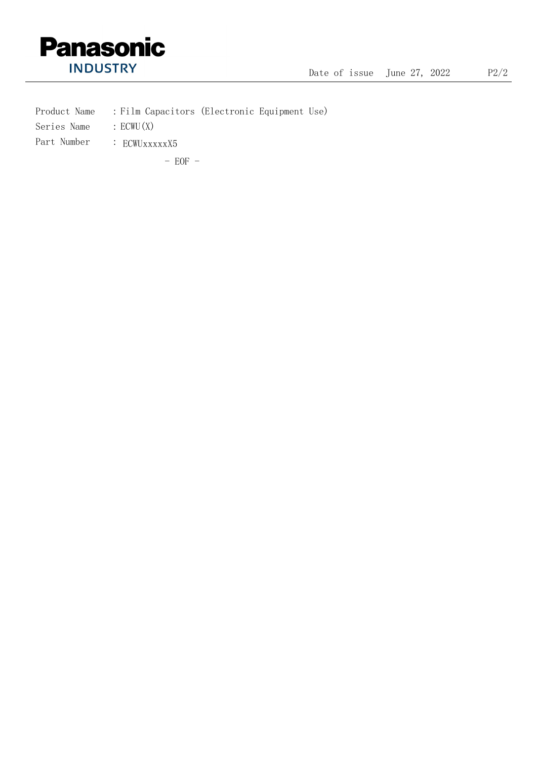Product Name : Film Capacitors (Electronic Equipment Use)

Series Name : ECWU(X)

Part Number : ECWUxxxxxX5

－ EOF －